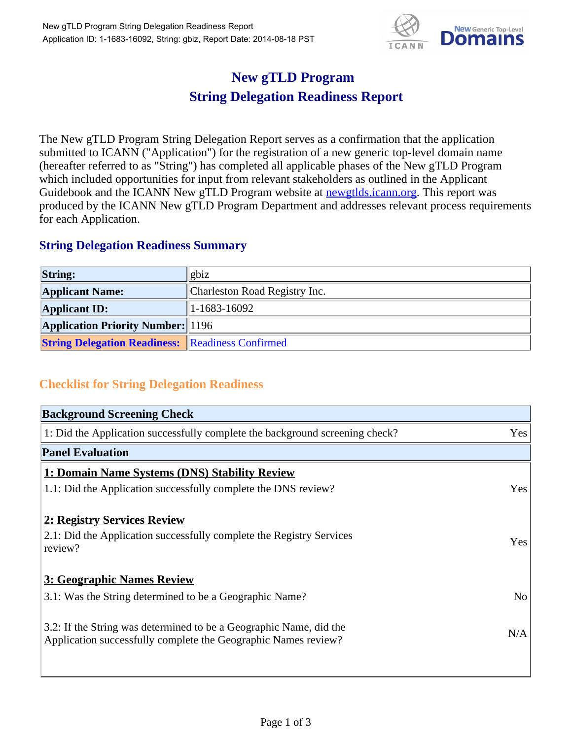# New gTLD Program
# String Delegation Readiness Report

The New gTLD Program String Delegation Report serves as a confirmation that the application submitted to ICANN ("Application") for the registration of a new generic top-level domain name (hereafter referred to as "String") has completed all applicable phases of the New gTLD Program which included opportunities for input from relevant stakeholders as outlined in the Applicant Guidebook and the ICANN New gTLD Program website at [newgtlds.icann.org](http://newgtlds.icann.org). This report was produced by the ICANN New gTLD Program Department and addresses relevant process requirements for each Application.

## String Delegation Readiness Summary

| | |
|---|---|
| **String:** | gbiz |
| **Applicant Name:** | Charleston Road Registry Inc. |
| **Applicant ID:** | 1-1683-16092 |
| **Application Priority Number:** | 1196 |
| **String Delegation Readiness:** | Readiness Confirmed |

## Checklist for String Delegation Readiness

| **Background Screening Check** | |
|---|---|
| 1: Did the Application successfully complete the background screening check? | Yes |
| **Panel Evaluation** | |
| **1: Domain Name Systems (DNS) Stability Review** | |
| 1.1: Did the Application successfully complete the DNS review? | Yes |
| **2: Registry Services Review** | |
| 2.1: Did the Application successfully complete the Registry Services review? | Yes |
| **3: Geographic Names Review** | |
| 3.1: Was the String determined to be a Geographic Name? | No |
| 3.2: If the String was determined to be a Geographic Name, did the Application successfully complete the Geographic Names review? | N/A |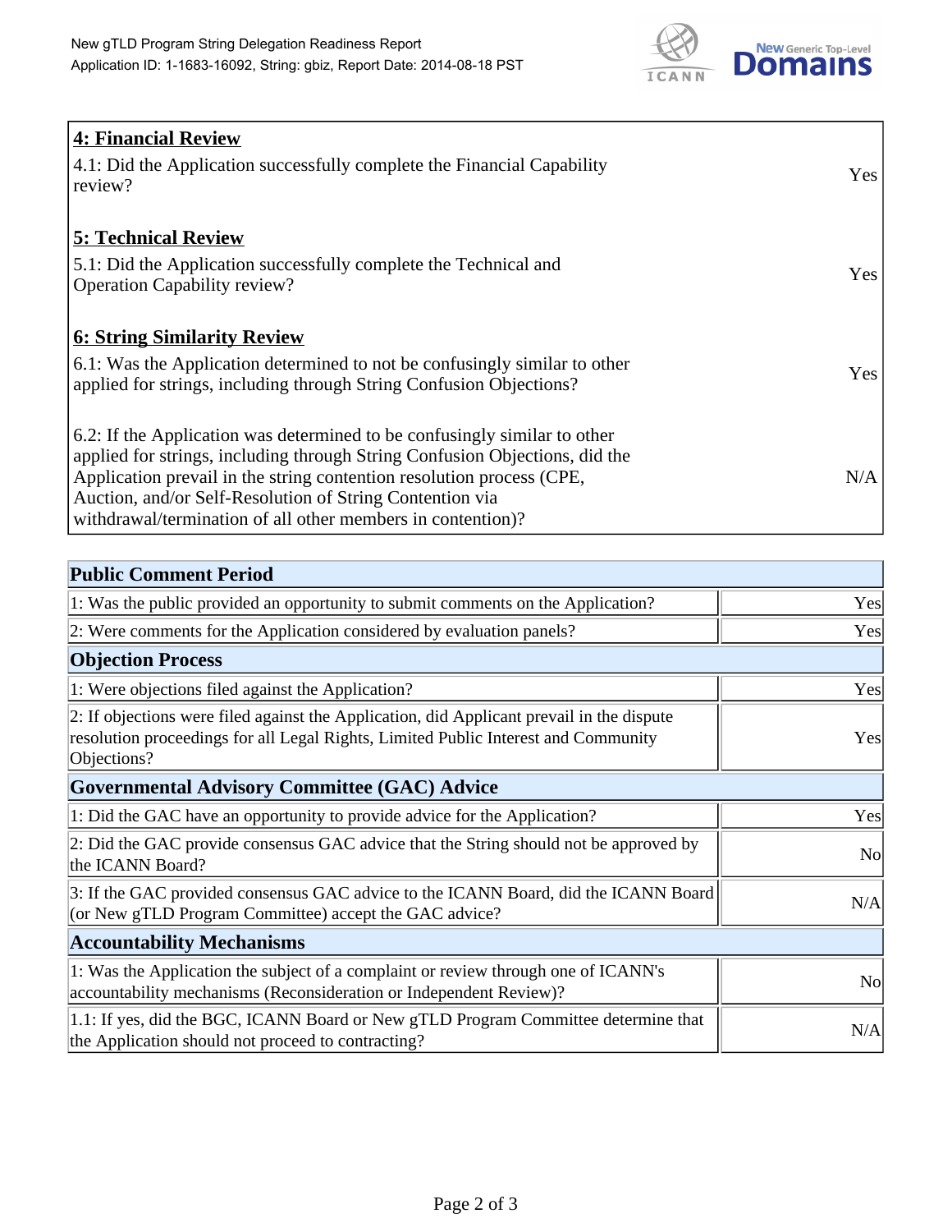| **4: Financial Review** | |
|---|---|
| 4.1: Did the Application successfully complete the Financial Capability review? | Yes |
| **5: Technical Review** | |
| 5.1: Did the Application successfully complete the Technical and Operation Capability review? | Yes |
| **6: String Similarity Review** | |
| 6.1: Was the Application determined to not be confusingly similar to other applied for strings, including through String Confusion Objections? | Yes |
| 6.2: If the Application was determined to be confusingly similar to other applied for strings, including through String Confusion Objections, did the Application prevail in the string contention resolution process (CPE, Auction, and/or Self-Resolution of String Contention via withdrawal/termination of all other members in contention)? | N/A |

| **Public Comment Period** | |
|---|---|
| 1: Was the public provided an opportunity to submit comments on the Application? | Yes |
| 2: Were comments for the Application considered by evaluation panels? | Yes |
| **Objection Process** | |
| 1: Were objections filed against the Application? | Yes |
| 2: If objections were filed against the Application, did Applicant prevail in the dispute resolution proceedings for all Legal Rights, Limited Public Interest and Community Objections? | Yes |
| **Governmental Advisory Committee (GAC) Advice** | |
| 1: Did the GAC have an opportunity to provide advice for the Application? | Yes |
| 2: Did the GAC provide consensus GAC advice that the String should not be approved by the ICANN Board? | No |
| 3: If the GAC provided consensus GAC advice to the ICANN Board, did the ICANN Board (or New gTLD Program Committee) accept the GAC advice? | N/A |
| **Accountability Mechanisms** | |
| 1: Was the Application the subject of a complaint or review through one of ICANN's accountability mechanisms (Reconsideration or Independent Review)? | No |
| 1.1: If yes, did the BGC, ICANN Board or New gTLD Program Committee determine that the Application should not proceed to contracting? | N/A |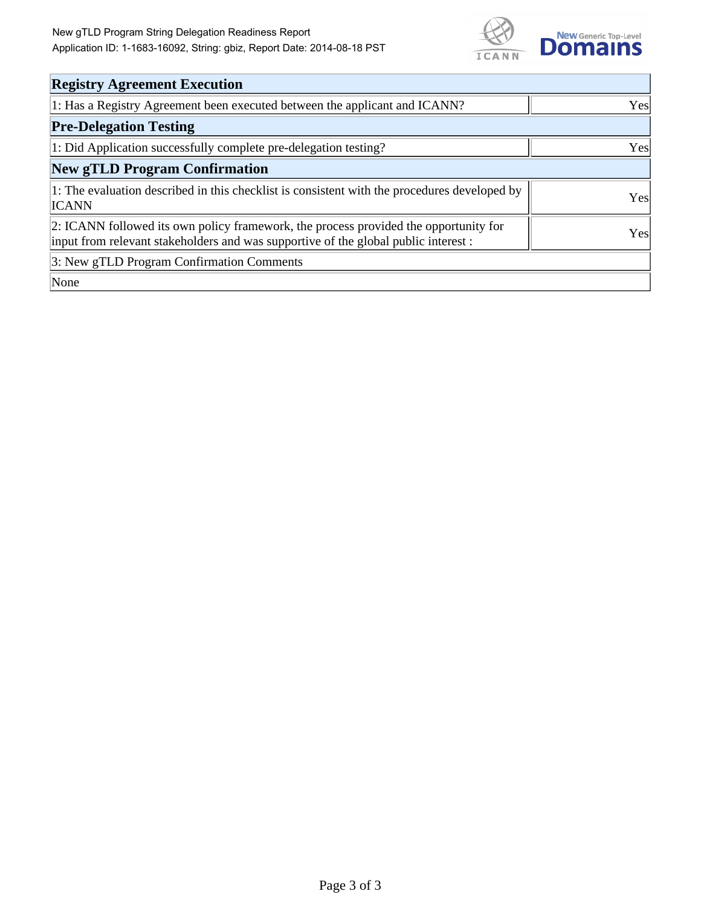## Registry Agreement Execution

| | |
|---|---|
| 1: Has a Registry Agreement been executed between the applicant and ICANN? | Yes |

## Pre-Delegation Testing

| | |
|---|---|
| 1: Did Application successfully complete pre-delegation testing? | Yes |

## New gTLD Program Confirmation

| | |
|---|---|
| 1: The evaluation described in this checklist is consistent with the procedures developed by ICANN | Yes |
| 2: ICANN followed its own policy framework, the process provided the opportunity for input from relevant stakeholders and was supportive of the global public interest : | Yes |

3: New gTLD Program Confirmation Comments

None